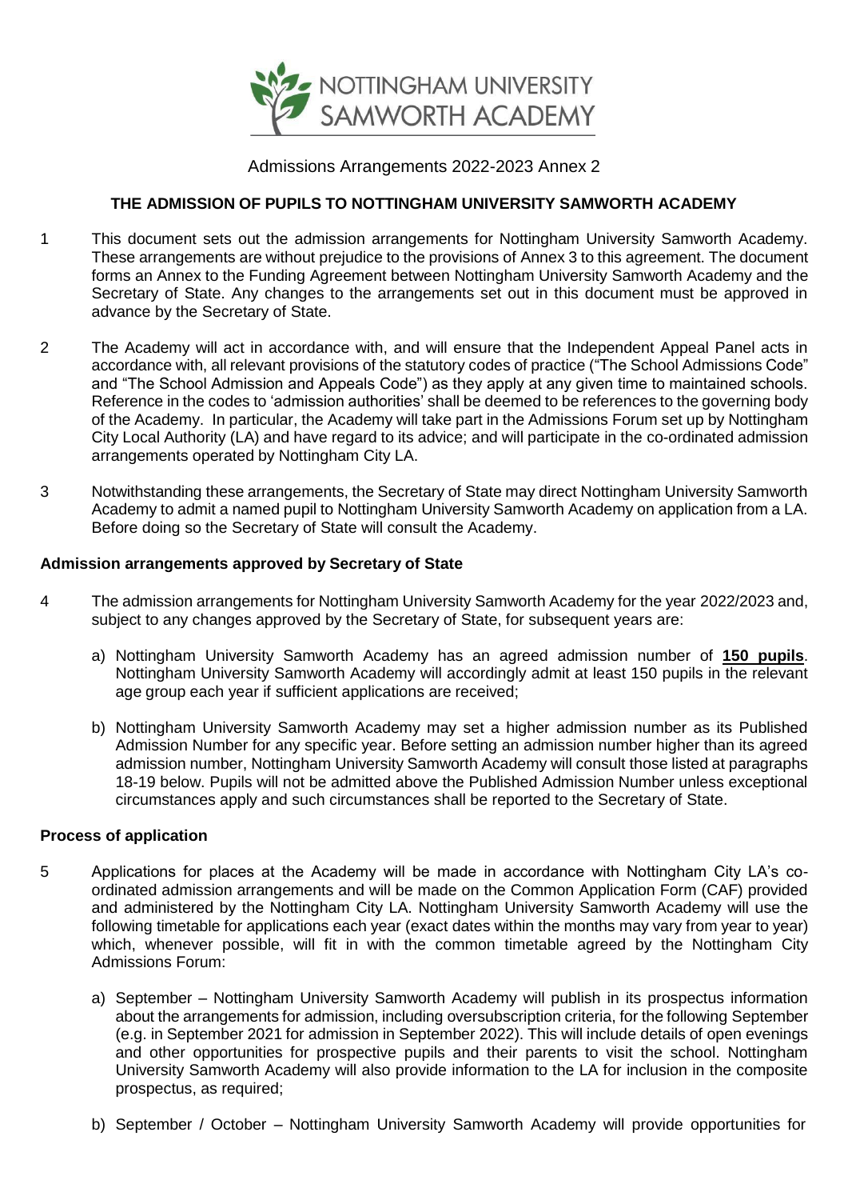NOTTINGHAM UNIVERSITY SAMWORTH ACADEMY

Admissions Arrangements 2022-2023 Annex 2

**THE ADMISSION OF PUPILS TO NOTTINGHAM UNIVERSITY SAMWORTH ACADEMY**

1 This document sets out the admission arrangements for Nottingham University Samworth Academy. These arrangements are without prejudice to the provisions of Annex 3 to this agreement. The document forms an Annex to the Funding Agreement between Nottingham University Samworth Academy and the Secretary of State. Any changes to the arrangements set out in this document must be approved in advance by the Secretary of State.

2 The Academy will act in accordance with, and will ensure that the Independent Appeal Panel acts in accordance with, all relevant provisions of the statutory codes of practice ("The School Admissions Code" and "The School Admission and Appeals Code") as they apply at any given time to maintained schools. Reference in the codes to 'admission authorities' shall be deemed to be references to the governing body of the Academy. In particular, the Academy will take part in the Admissions Forum set up by Nottingham City Local Authority (LA) and have regard to its advice; and will participate in the co-ordinated admission arrangements operated by Nottingham City LA.

3 Notwithstanding these arrangements, the Secretary of State may direct Nottingham University Samworth Academy to admit a named pupil to Nottingham University Samworth Academy on application from a LA. Before doing so the Secretary of State will consult the Academy.

**Admission arrangements approved by Secretary of State**

4 The admission arrangements for Nottingham University Samworth Academy for the year 2022/2023 and, subject to any changes approved by the Secretary of State, for subsequent years are:

a) Nottingham University Samworth Academy has an agreed admission number of **150 pupils**. Nottingham University Samworth Academy will accordingly admit at least 150 pupils in the relevant age group each year if sufficient applications are received;

b) Nottingham University Samworth Academy may set a higher admission number as its Published Admission Number for any specific year. Before setting an admission number higher than its agreed admission number, Nottingham University Samworth Academy will consult those listed at paragraphs 18-19 below. Pupils will not be admitted above the Published Admission Number unless exceptional circumstances apply and such circumstances shall be reported to the Secretary of State.

**Process of application**

5 Applications for places at the Academy will be made in accordance with Nottingham City LA's co-ordinated admission arrangements and will be made on the Common Application Form (CAF) provided and administered by the Nottingham City LA. Nottingham University Samworth Academy will use the following timetable for applications each year (exact dates within the months may vary from year to year) which, whenever possible, will fit in with the common timetable agreed by the Nottingham City Admissions Forum:

a) September – Nottingham University Samworth Academy will publish in its prospectus information about the arrangements for admission, including oversubscription criteria, for the following September (e.g. in September 2021 for admission in September 2022). This will include details of open evenings and other opportunities for prospective pupils and their parents to visit the school. Nottingham University Samworth Academy will also provide information to the LA for inclusion in the composite prospectus, as required;

b) September / October – Nottingham University Samworth Academy will provide opportunities for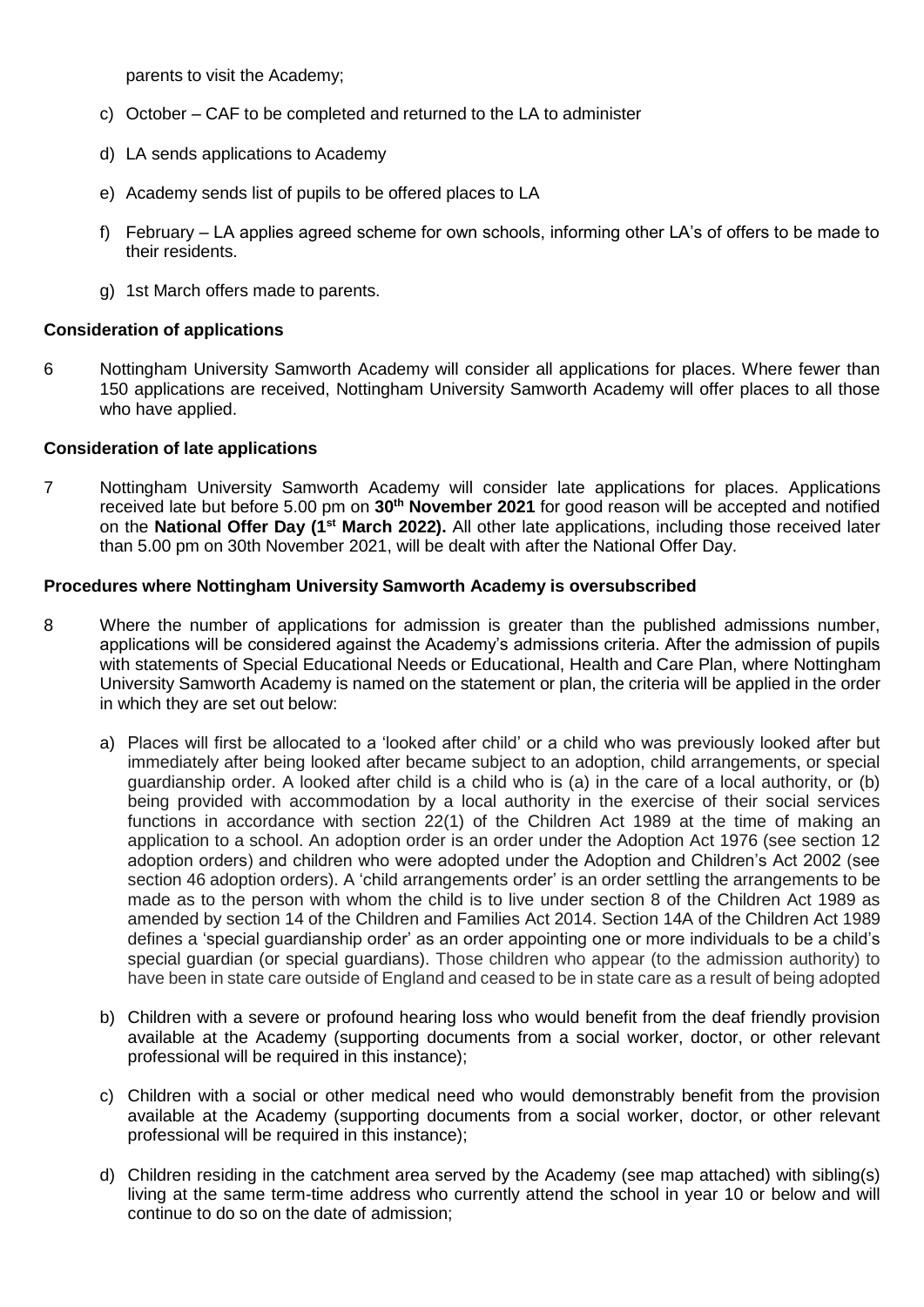parents to visit the Academy;

c) October – CAF to be completed and returned to the LA to administer

d) LA sends applications to Academy

e) Academy sends list of pupils to be offered places to LA

f) February – LA applies agreed scheme for own schools, informing other LA's of offers to be made to their residents.

g) 1st March offers made to parents.

**Consideration of applications**

6 Nottingham University Samworth Academy will consider all applications for places. Where fewer than 150 applications are received, Nottingham University Samworth Academy will offer places to all those who have applied.

**Consideration of late applications**

7 Nottingham University Samworth Academy will consider late applications for places. Applications received late but before 5.00 pm on **30th November 2021** for good reason will be accepted and notified on the **National Offer Day (1st March 2022).** All other late applications, including those received later than 5.00 pm on 30th November 2021, will be dealt with after the National Offer Day.

**Procedures where Nottingham University Samworth Academy is oversubscribed**

8 Where the number of applications for admission is greater than the published admissions number, applications will be considered against the Academy's admissions criteria. After the admission of pupils with statements of Special Educational Needs or Educational, Health and Care Plan, where Nottingham University Samworth Academy is named on the statement or plan, the criteria will be applied in the order in which they are set out below:

a) Places will first be allocated to a 'looked after child' or a child who was previously looked after but immediately after being looked after became subject to an adoption, child arrangements, or special guardianship order. A looked after child is a child who is (a) in the care of a local authority, or (b) being provided with accommodation by a local authority in the exercise of their social services functions in accordance with section 22(1) of the Children Act 1989 at the time of making an application to a school. An adoption order is an order under the Adoption Act 1976 (see section 12 adoption orders) and children who were adopted under the Adoption and Children's Act 2002 (see section 46 adoption orders). A 'child arrangements order' is an order settling the arrangements to be made as to the person with whom the child is to live under section 8 of the Children Act 1989 as amended by section 14 of the Children and Families Act 2014. Section 14A of the Children Act 1989 defines a 'special guardianship order' as an order appointing one or more individuals to be a child's special guardian (or special guardians). Those children who appear (to the admission authority) to have been in state care outside of England and ceased to be in state care as a result of being adopted

b) Children with a severe or profound hearing loss who would benefit from the deaf friendly provision available at the Academy (supporting documents from a social worker, doctor, or other relevant professional will be required in this instance);

c) Children with a social or other medical need who would demonstrably benefit from the provision available at the Academy (supporting documents from a social worker, doctor, or other relevant professional will be required in this instance);

d) Children residing in the catchment area served by the Academy (see map attached) with sibling(s) living at the same term-time address who currently attend the school in year 10 or below and will continue to do so on the date of admission;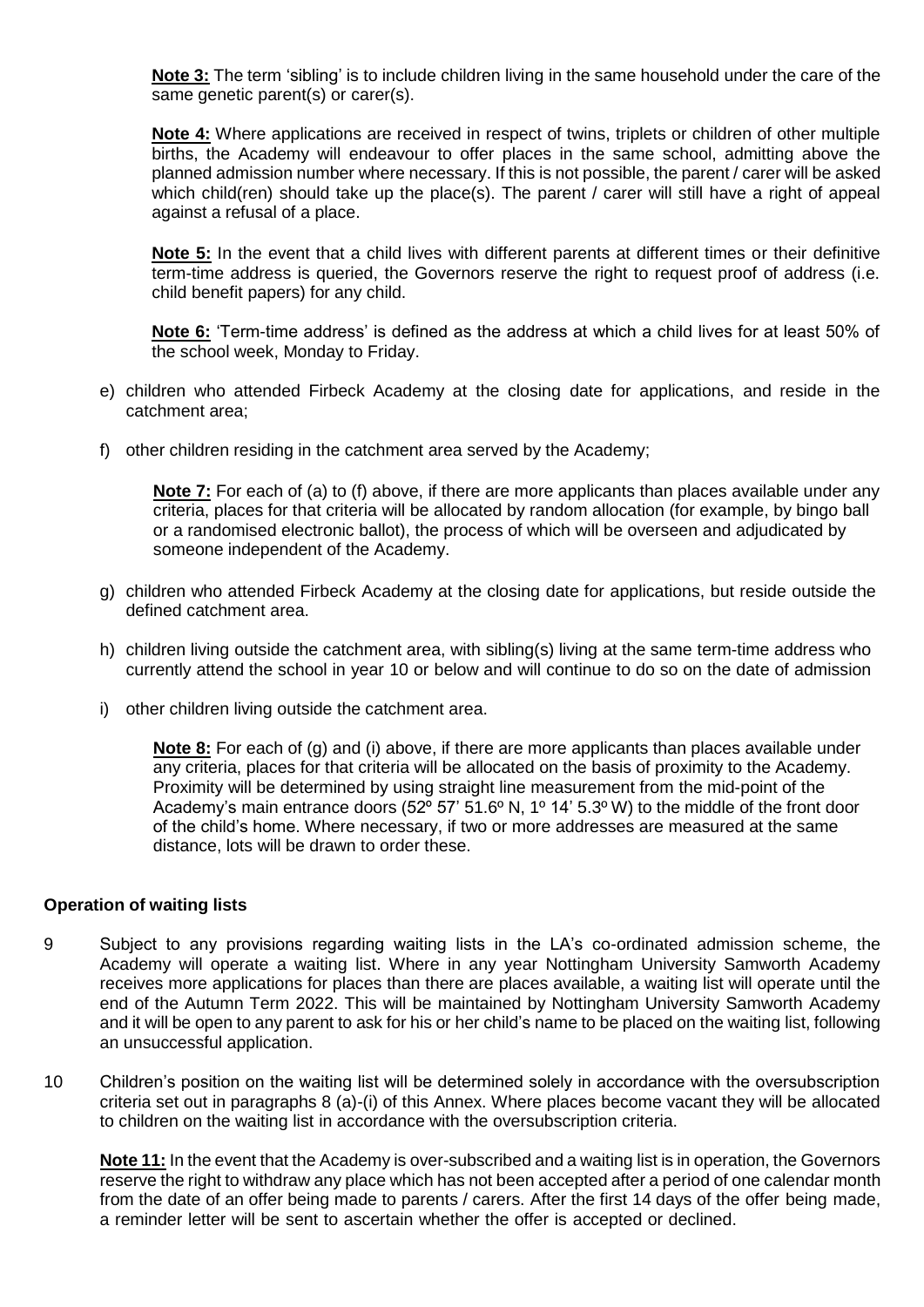**Note 3:** The term 'sibling' is to include children living in the same household under the care of the same genetic parent(s) or carer(s).

**Note 4:** Where applications are received in respect of twins, triplets or children of other multiple births, the Academy will endeavour to offer places in the same school, admitting above the planned admission number where necessary. If this is not possible, the parent / carer will be asked which child(ren) should take up the place(s). The parent / carer will still have a right of appeal against a refusal of a place.

**Note 5:** In the event that a child lives with different parents at different times or their definitive term-time address is queried, the Governors reserve the right to request proof of address (i.e. child benefit papers) for any child.

**Note 6:** 'Term-time address' is defined as the address at which a child lives for at least 50% of the school week, Monday to Friday.

e) children who attended Firbeck Academy at the closing date for applications, and reside in the catchment area;

f) other children residing in the catchment area served by the Academy;

**Note 7:** For each of (a) to (f) above, if there are more applicants than places available under any criteria, places for that criteria will be allocated by random allocation (for example, by bingo ball or a randomised electronic ballot), the process of which will be overseen and adjudicated by someone independent of the Academy.

g) children who attended Firbeck Academy at the closing date for applications, but reside outside the defined catchment area.

h) children living outside the catchment area, with sibling(s) living at the same term-time address who currently attend the school in year 10 or below and will continue to do so on the date of admission

i) other children living outside the catchment area.

**Note 8:** For each of (g) and (i) above, if there are more applicants than places available under any criteria, places for that criteria will be allocated on the basis of proximity to the Academy. Proximity will be determined by using straight line measurement from the mid-point of the Academy's main entrance doors (52º 57' 51.6º N, 1º 14' 5.3º W) to the middle of the front door of the child's home. Where necessary, if two or more addresses are measured at the same distance, lots will be drawn to order these.

**Operation of waiting lists**

9 Subject to any provisions regarding waiting lists in the LA's co-ordinated admission scheme, the Academy will operate a waiting list. Where in any year Nottingham University Samworth Academy receives more applications for places than there are places available, a waiting list will operate until the end of the Autumn Term 2022. This will be maintained by Nottingham University Samworth Academy and it will be open to any parent to ask for his or her child's name to be placed on the waiting list, following an unsuccessful application.

10 Children's position on the waiting list will be determined solely in accordance with the oversubscription criteria set out in paragraphs 8 (a)-(i) of this Annex. Where places become vacant they will be allocated to children on the waiting list in accordance with the oversubscription criteria.

**Note 11:** In the event that the Academy is over-subscribed and a waiting list is in operation, the Governors reserve the right to withdraw any place which has not been accepted after a period of one calendar month from the date of an offer being made to parents / carers. After the first 14 days of the offer being made, a reminder letter will be sent to ascertain whether the offer is accepted or declined.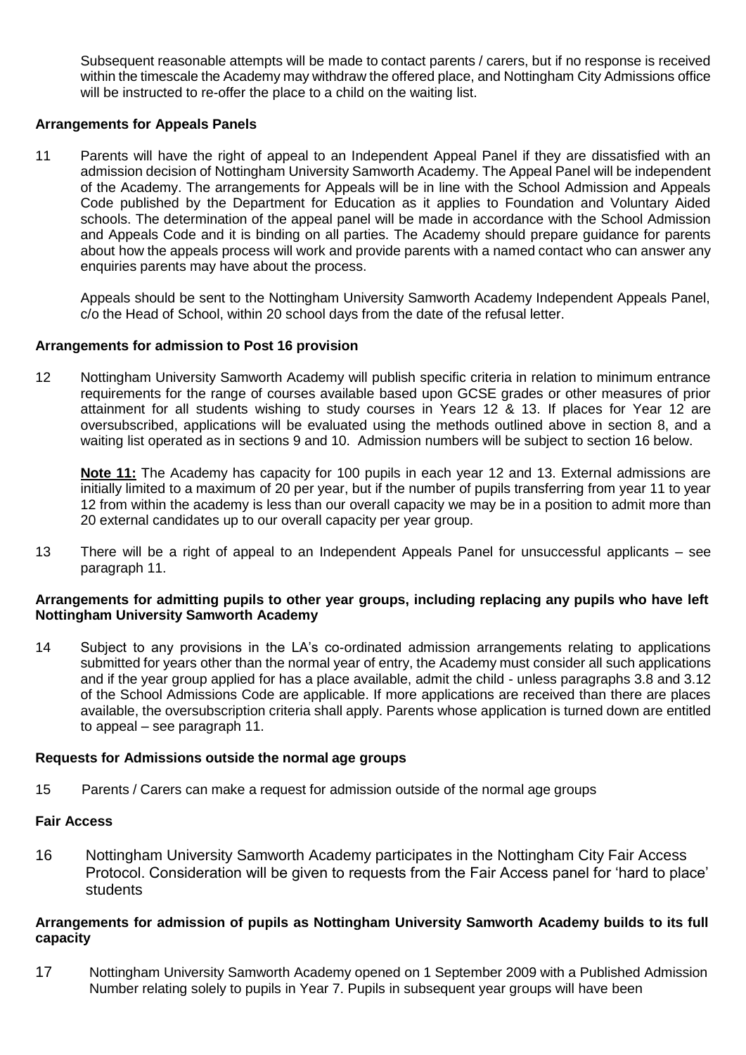Subsequent reasonable attempts will be made to contact parents / carers, but if no response is received within the timescale the Academy may withdraw the offered place, and Nottingham City Admissions office will be instructed to re-offer the place to a child on the waiting list.

**Arrangements for Appeals Panels**

11 Parents will have the right of appeal to an Independent Appeal Panel if they are dissatisfied with an admission decision of Nottingham University Samworth Academy. The Appeal Panel will be independent of the Academy. The arrangements for Appeals will be in line with the School Admission and Appeals Code published by the Department for Education as it applies to Foundation and Voluntary Aided schools. The determination of the appeal panel will be made in accordance with the School Admission and Appeals Code and it is binding on all parties. The Academy should prepare guidance for parents about how the appeals process will work and provide parents with a named contact who can answer any enquiries parents may have about the process.

Appeals should be sent to the Nottingham University Samworth Academy Independent Appeals Panel, c/o the Head of School, within 20 school days from the date of the refusal letter.

**Arrangements for admission to Post 16 provision**

12 Nottingham University Samworth Academy will publish specific criteria in relation to minimum entrance requirements for the range of courses available based upon GCSE grades or other measures of prior attainment for all students wishing to study courses in Years 12 & 13. If places for Year 12 are oversubscribed, applications will be evaluated using the methods outlined above in section 8, and a waiting list operated as in sections 9 and 10. Admission numbers will be subject to section 16 below.

**Note 11:** The Academy has capacity for 100 pupils in each year 12 and 13. External admissions are initially limited to a maximum of 20 per year, but if the number of pupils transferring from year 11 to year 12 from within the academy is less than our overall capacity we may be in a position to admit more than 20 external candidates up to our overall capacity per year group.

13 There will be a right of appeal to an Independent Appeals Panel for unsuccessful applicants – see paragraph 11.

**Arrangements for admitting pupils to other year groups, including replacing any pupils who have left Nottingham University Samworth Academy**

14 Subject to any provisions in the LA's co-ordinated admission arrangements relating to applications submitted for years other than the normal year of entry, the Academy must consider all such applications and if the year group applied for has a place available, admit the child - unless paragraphs 3.8 and 3.12 of the School Admissions Code are applicable. If more applications are received than there are places available, the oversubscription criteria shall apply. Parents whose application is turned down are entitled to appeal – see paragraph 11.

**Requests for Admissions outside the normal age groups**

15 Parents / Carers can make a request for admission outside of the normal age groups

**Fair Access**

16 Nottingham University Samworth Academy participates in the Nottingham City Fair Access Protocol. Consideration will be given to requests from the Fair Access panel for 'hard to place' students

**Arrangements for admission of pupils as Nottingham University Samworth Academy builds to its full capacity**

17 Nottingham University Samworth Academy opened on 1 September 2009 with a Published Admission Number relating solely to pupils in Year 7. Pupils in subsequent year groups will have been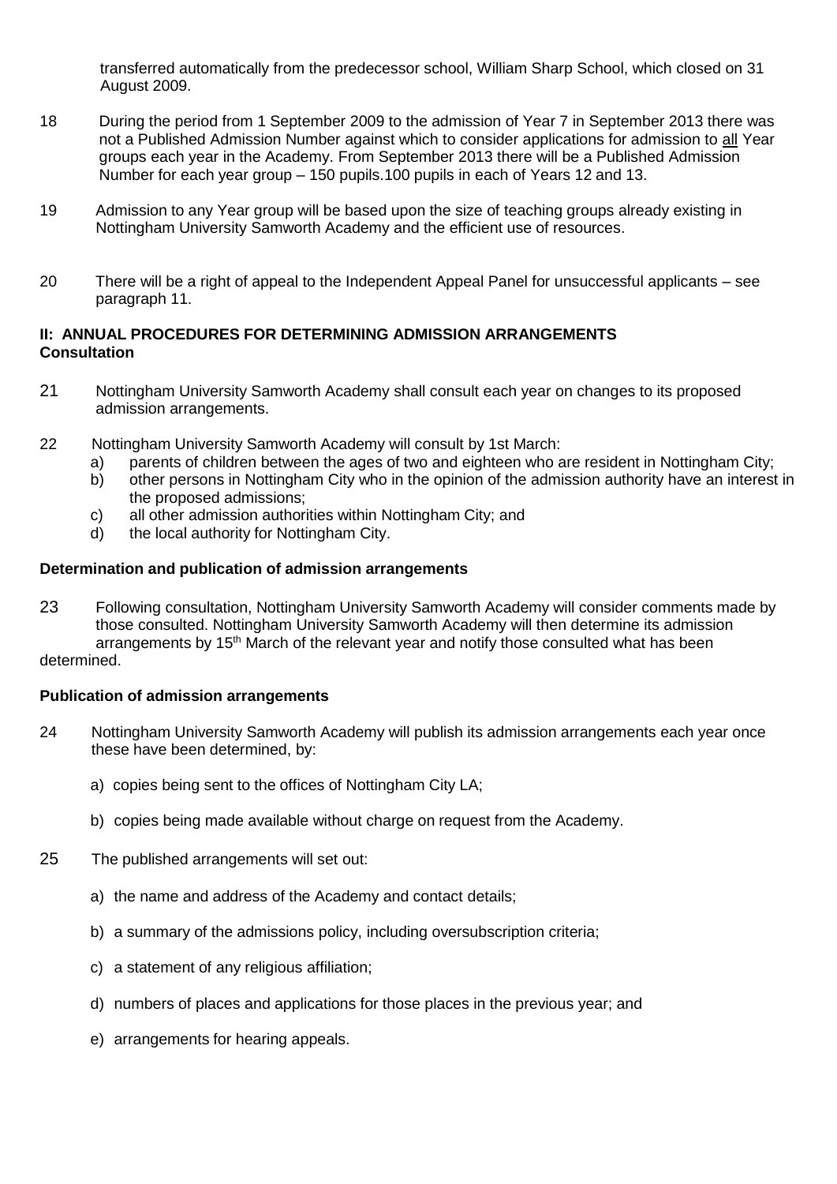transferred automatically from the predecessor school, William Sharp School, which closed on 31 August 2009.

18 During the period from 1 September 2009 to the admission of Year 7 in September 2013 there was not a Published Admission Number against which to consider applications for admission to all Year groups each year in the Academy. From September 2013 there will be a Published Admission Number for each year group – 150 pupils.100 pupils in each of Years 12 and 13.

19 Admission to any Year group will be based upon the size of teaching groups already existing in Nottingham University Samworth Academy and the efficient use of resources.

20 There will be a right of appeal to the Independent Appeal Panel for unsuccessful applicants – see paragraph 11.

**II: ANNUAL PROCEDURES FOR DETERMINING ADMISSION ARRANGEMENTS**
**Consultation**

21 Nottingham University Samworth Academy shall consult each year on changes to its proposed admission arrangements.

22 Nottingham University Samworth Academy will consult by 1st March:

a) parents of children between the ages of two and eighteen who are resident in Nottingham City;
b) other persons in Nottingham City who in the opinion of the admission authority have an interest in the proposed admissions;
c) all other admission authorities within Nottingham City; and
d) the local authority for Nottingham City.

**Determination and publication of admission arrangements**

23 Following consultation, Nottingham University Samworth Academy will consider comments made by those consulted. Nottingham University Samworth Academy will then determine its admission arrangements by 15th March of the relevant year and notify those consulted what has been determined.

**Publication of admission arrangements**

24 Nottingham University Samworth Academy will publish its admission arrangements each year once these have been determined, by:

a) copies being sent to the offices of Nottingham City LA;

b) copies being made available without charge on request from the Academy.

25 The published arrangements will set out:

a) the name and address of the Academy and contact details;

b) a summary of the admissions policy, including oversubscription criteria;

c) a statement of any religious affiliation;

d) numbers of places and applications for those places in the previous year; and

e) arrangements for hearing appeals.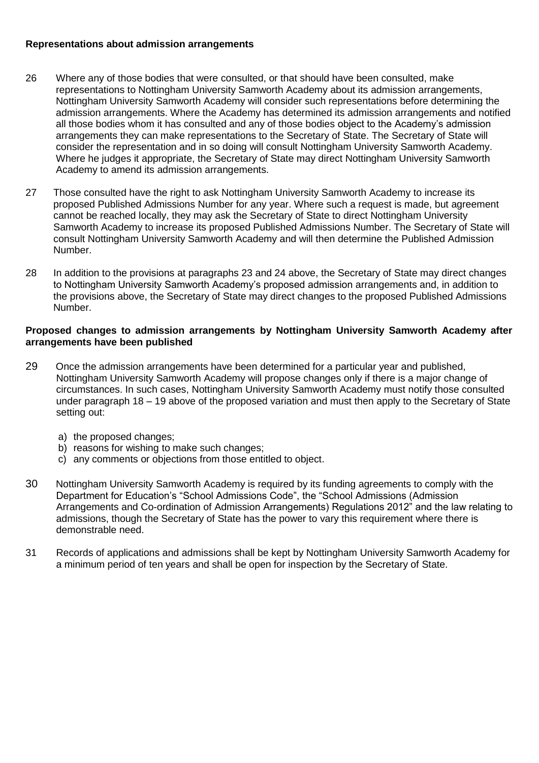**Representations about admission arrangements**

26 Where any of those bodies that were consulted, or that should have been consulted, make representations to Nottingham University Samworth Academy about its admission arrangements, Nottingham University Samworth Academy will consider such representations before determining the admission arrangements. Where the Academy has determined its admission arrangements and notified all those bodies whom it has consulted and any of those bodies object to the Academy's admission arrangements they can make representations to the Secretary of State. The Secretary of State will consider the representation and in so doing will consult Nottingham University Samworth Academy. Where he judges it appropriate, the Secretary of State may direct Nottingham University Samworth Academy to amend its admission arrangements.

27 Those consulted have the right to ask Nottingham University Samworth Academy to increase its proposed Published Admissions Number for any year. Where such a request is made, but agreement cannot be reached locally, they may ask the Secretary of State to direct Nottingham University Samworth Academy to increase its proposed Published Admissions Number. The Secretary of State will consult Nottingham University Samworth Academy and will then determine the Published Admission Number.

28 In addition to the provisions at paragraphs 23 and 24 above, the Secretary of State may direct changes to Nottingham University Samworth Academy's proposed admission arrangements and, in addition to the provisions above, the Secretary of State may direct changes to the proposed Published Admissions Number.

**Proposed changes to admission arrangements by Nottingham University Samworth Academy after arrangements have been published**

29 Once the admission arrangements have been determined for a particular year and published, Nottingham University Samworth Academy will propose changes only if there is a major change of circumstances. In such cases, Nottingham University Samworth Academy must notify those consulted under paragraph 18 – 19 above of the proposed variation and must then apply to the Secretary of State setting out:

a) the proposed changes;
b) reasons for wishing to make such changes;
c) any comments or objections from those entitled to object.

30 Nottingham University Samworth Academy is required by its funding agreements to comply with the Department for Education's "School Admissions Code", the "School Admissions (Admission Arrangements and Co-ordination of Admission Arrangements) Regulations 2012" and the law relating to admissions, though the Secretary of State has the power to vary this requirement where there is demonstrable need.

31 Records of applications and admissions shall be kept by Nottingham University Samworth Academy for a minimum period of ten years and shall be open for inspection by the Secretary of State.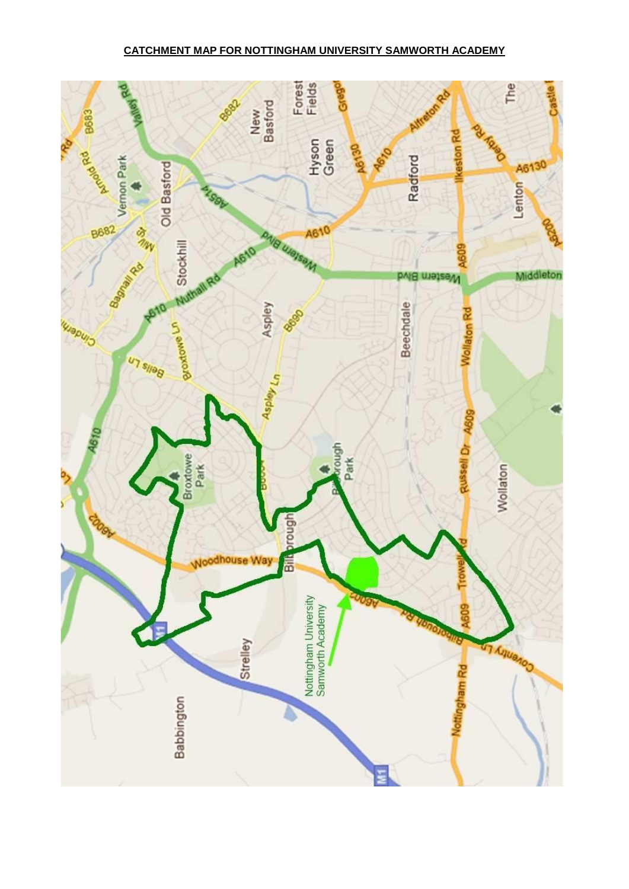**CATCHMENT MAP FOR NOTTINGHAM UNIVERSITY SAMWORTH ACADEMY**

Nottingham University Samworth Academy